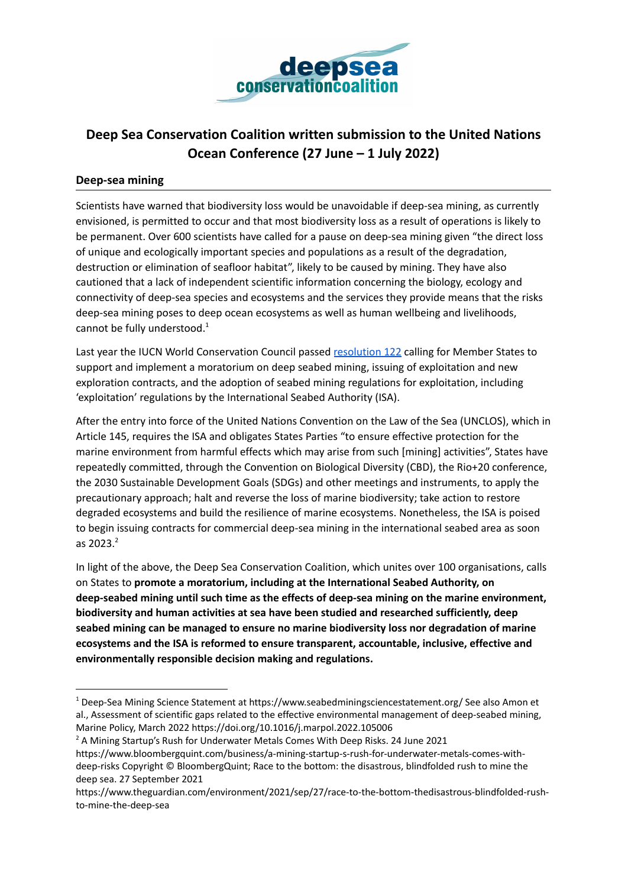# Deep Sea Conservation Coalition written submission to the United Nations Ocean Conference (27 June – 1 July 2022)

## Deep-sea mining

Scientists have warned that biodiversity loss would be unavoidable if deep-sea mining, as currently envisioned, is permitted to occur and that most biodiversity loss as a result of operations is likely to be permanent. Over 600 scientists have called for a pause on deep-sea mining given "the direct loss of unique and ecologically important species and populations as a result of the degradation, destruction or elimination of seafloor habitat", likely to be caused by mining. They have also cautioned that a lack of independent scientific information concerning the biology, ecology and connectivity of deep-sea species and ecosystems and the services they provide means that the risks deep-sea mining poses to deep ocean ecosystems as well as human wellbeing and livelihoods, cannot be fully understood.[1]

Last year the IUCN World Conservation Council passed [resolution 122](#) calling for Member States to support and implement a moratorium on deep seabed mining, issuing of exploitation and new exploration contracts, and the adoption of seabed mining regulations for exploitation, including 'exploitation' regulations by the International Seabed Authority (ISA).

After the entry into force of the United Nations Convention on the Law of the Sea (UNCLOS), which in Article 145, requires the ISA and obligates States Parties "to ensure effective protection for the marine environment from harmful effects which may arise from such [mining] activities", States have repeatedly committed, through the Convention on Biological Diversity (CBD), the Rio+20 conference, the 2030 Sustainable Development Goals (SDGs) and other meetings and instruments, to apply the precautionary approach; halt and reverse the loss of marine biodiversity; take action to restore degraded ecosystems and build the resilience of marine ecosystems. Nonetheless, the ISA is poised to begin issuing contracts for commercial deep-sea mining in the international seabed area as soon as 2023.[2]

In light of the above, the Deep Sea Conservation Coalition, which unites over 100 organisations, calls on States to **promote a moratorium, including at the International Seabed Authority, on deep-seabed mining until such time as the effects of deep-sea mining on the marine environment, biodiversity and human activities at sea have been studied and researched sufficiently, deep seabed mining can be managed to ensure no marine biodiversity loss nor degradation of marine ecosystems and the ISA is reformed to ensure transparent, accountable, inclusive, effective and environmentally responsible decision making and regulations.**

---

[1] Deep-Sea Mining Science Statement at https://www.seabedminingsciencestatement.org/ See also Amon et al., Assessment of scientific gaps related to the effective environmental management of deep-seabed mining, Marine Policy, March 2022 https://doi.org/10.1016/j.marpol.2022.105006

[2] A Mining Startup's Rush for Underwater Metals Comes With Deep Risks. 24 June 2021 https://www.bloombergquint.com/business/a-mining-startup-s-rush-for-underwater-metals-comes-with-deep-risks Copyright © BloombergQuint; Race to the bottom: the disastrous, blindfolded rush to mine the deep sea. 27 September 2021 https://www.theguardian.com/environment/2021/sep/27/race-to-the-bottom-thedisastrous-blindfolded-rush-to-mine-the-deep-sea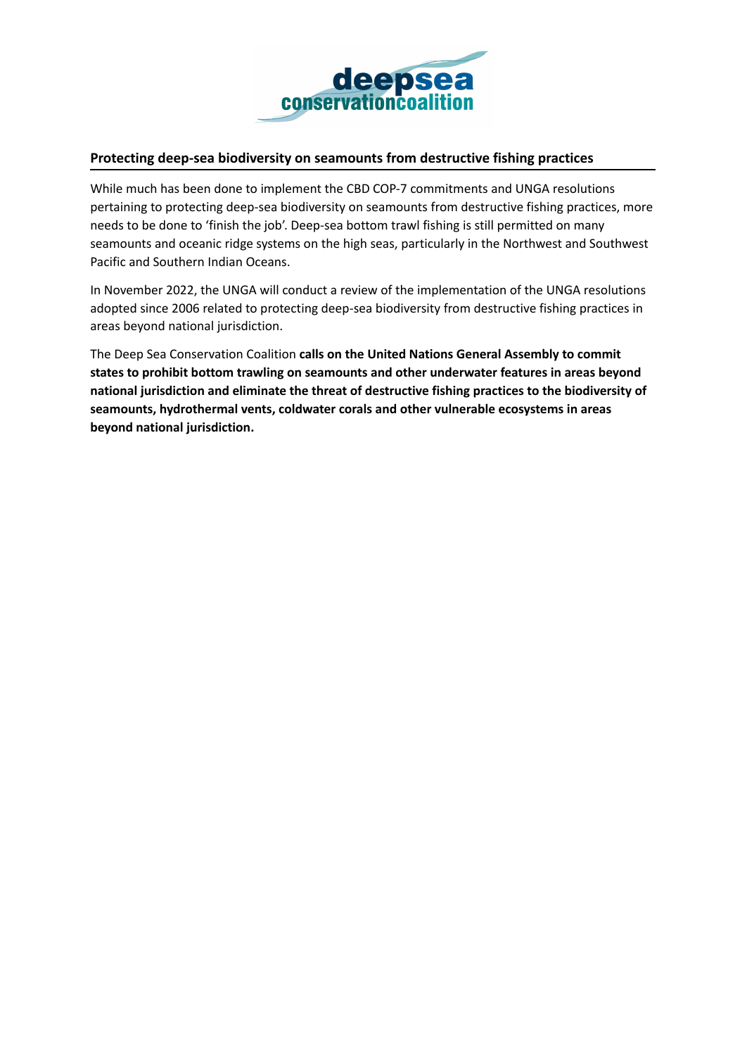deepsea
conservationcoalition

## Protecting deep-sea biodiversity on seamounts from destructive fishing practices

While much has been done to implement the CBD COP-7 commitments and UNGA resolutions pertaining to protecting deep-sea biodiversity on seamounts from destructive fishing practices, more needs to be done to 'finish the job'. Deep-sea bottom trawl fishing is still permitted on many seamounts and oceanic ridge systems on the high seas, particularly in the Northwest and Southwest Pacific and Southern Indian Oceans.

In November 2022, the UNGA will conduct a review of the implementation of the UNGA resolutions adopted since 2006 related to protecting deep-sea biodiversity from destructive fishing practices in areas beyond national jurisdiction.

The Deep Sea Conservation Coalition **calls on the United Nations General Assembly to commit states to prohibit bottom trawling on seamounts and other underwater features in areas beyond national jurisdiction and eliminate the threat of destructive fishing practices to the biodiversity of seamounts, hydrothermal vents, coldwater corals and other vulnerable ecosystems in areas beyond national jurisdiction.**